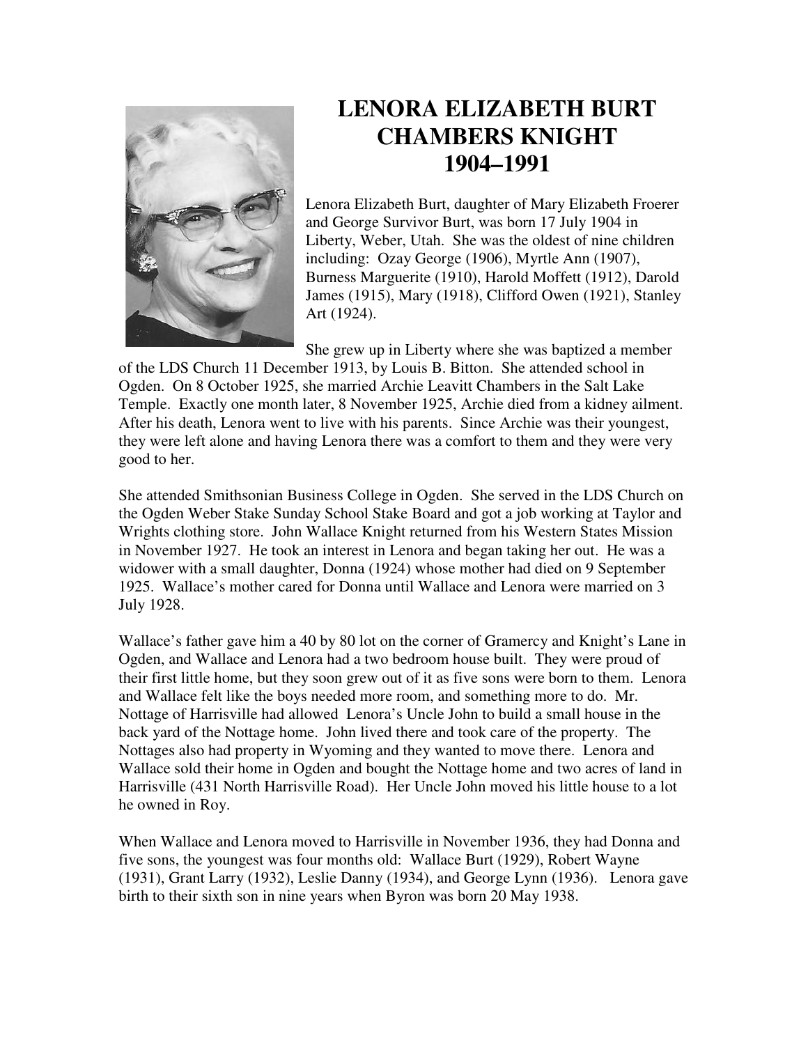# LENORA ELIZABETH BURT CHAMBERS KNIGHT 1904–1991

Lenora Elizabeth Burt, daughter of Mary Elizabeth Froerer and George Survivor Burt, was born 17 July 1904 in Liberty, Weber, Utah. She was the oldest of nine children including: Ozay George (1906), Myrtle Ann (1907), Burness Marguerite (1910), Harold Moffett (1912), Darold James (1915), Mary (1918), Clifford Owen (1921), Stanley Art (1924).

She grew up in Liberty where she was baptized a member of the LDS Church 11 December 1913, by Louis B. Bitton. She attended school in Ogden. On 8 October 1925, she married Archie Leavitt Chambers in the Salt Lake Temple. Exactly one month later, 8 November 1925, Archie died from a kidney ailment. After his death, Lenora went to live with his parents. Since Archie was their youngest, they were left alone and having Lenora there was a comfort to them and they were very good to her.

She attended Smithsonian Business College in Ogden. She served in the LDS Church on the Ogden Weber Stake Sunday School Stake Board and got a job working at Taylor and Wrights clothing store. John Wallace Knight returned from his Western States Mission in November 1927. He took an interest in Lenora and began taking her out. He was a widower with a small daughter, Donna (1924) whose mother had died on 9 September 1925. Wallace's mother cared for Donna until Wallace and Lenora were married on 3 July 1928.

Wallace's father gave him a 40 by 80 lot on the corner of Gramercy and Knight's Lane in Ogden, and Wallace and Lenora had a two bedroom house built. They were proud of their first little home, but they soon grew out of it as five sons were born to them. Lenora and Wallace felt like the boys needed more room, and something more to do. Mr. Nottage of Harrisville had allowed Lenora's Uncle John to build a small house in the back yard of the Nottage home. John lived there and took care of the property. The Nottages also had property in Wyoming and they wanted to move there. Lenora and Wallace sold their home in Ogden and bought the Nottage home and two acres of land in Harrisville (431 North Harrisville Road). Her Uncle John moved his little house to a lot he owned in Roy.

When Wallace and Lenora moved to Harrisville in November 1936, they had Donna and five sons, the youngest was four months old: Wallace Burt (1929), Robert Wayne (1931), Grant Larry (1932), Leslie Danny (1934), and George Lynn (1936). Lenora gave birth to their sixth son in nine years when Byron was born 20 May 1938.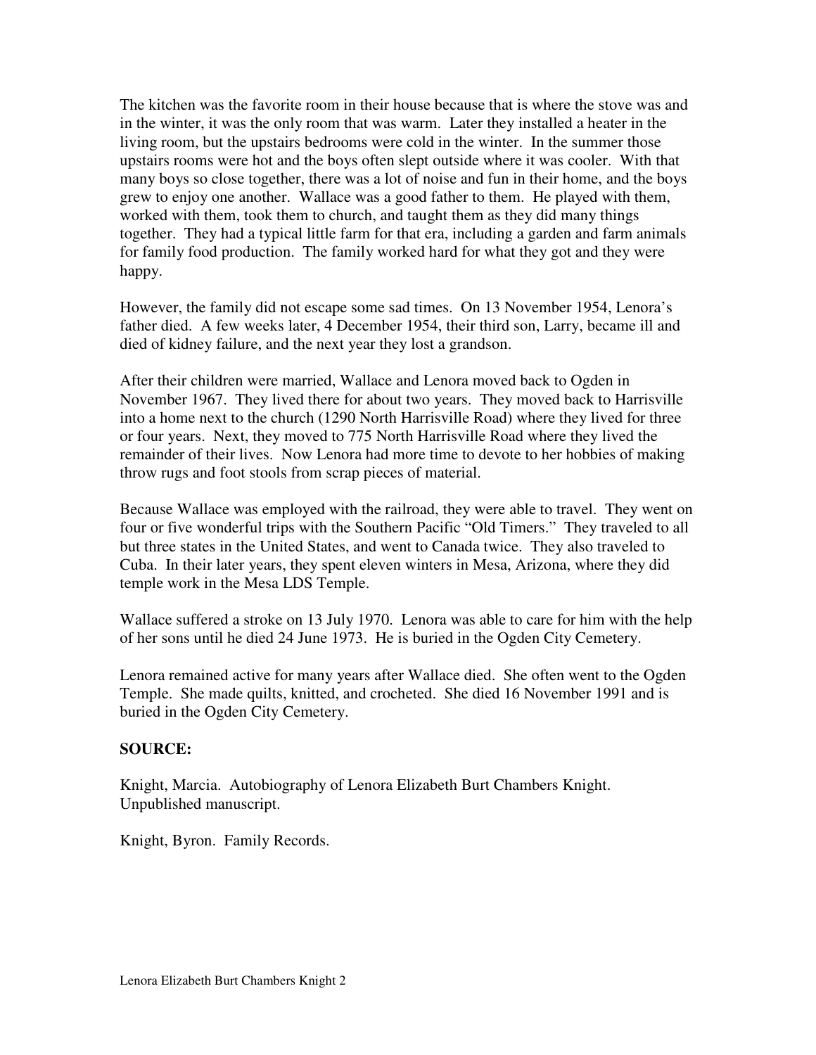The kitchen was the favorite room in their house because that is where the stove was and in the winter, it was the only room that was warm. Later they installed a heater in the living room, but the upstairs bedrooms were cold in the winter. In the summer those upstairs rooms were hot and the boys often slept outside where it was cooler. With that many boys so close together, there was a lot of noise and fun in their home, and the boys grew to enjoy one another. Wallace was a good father to them. He played with them, worked with them, took them to church, and taught them as they did many things together. They had a typical little farm for that era, including a garden and farm animals for family food production. The family worked hard for what they got and they were happy.

However, the family did not escape some sad times. On 13 November 1954, Lenora's father died. A few weeks later, 4 December 1954, their third son, Larry, became ill and died of kidney failure, and the next year they lost a grandson.

After their children were married, Wallace and Lenora moved back to Ogden in November 1967. They lived there for about two years. They moved back to Harrisville into a home next to the church (1290 North Harrisville Road) where they lived for three or four years. Next, they moved to 775 North Harrisville Road where they lived the remainder of their lives. Now Lenora had more time to devote to her hobbies of making throw rugs and foot stools from scrap pieces of material.

Because Wallace was employed with the railroad, they were able to travel. They went on four or five wonderful trips with the Southern Pacific "Old Timers." They traveled to all but three states in the United States, and went to Canada twice. They also traveled to Cuba. In their later years, they spent eleven winters in Mesa, Arizona, where they did temple work in the Mesa LDS Temple.

Wallace suffered a stroke on 13 July 1970. Lenora was able to care for him with the help of her sons until he died 24 June 1973. He is buried in the Ogden City Cemetery.

Lenora remained active for many years after Wallace died. She often went to the Ogden Temple. She made quilts, knitted, and crocheted. She died 16 November 1991 and is buried in the Ogden City Cemetery.

**SOURCE:**

Knight, Marcia. Autobiography of Lenora Elizabeth Burt Chambers Knight. Unpublished manuscript.

Knight, Byron. Family Records.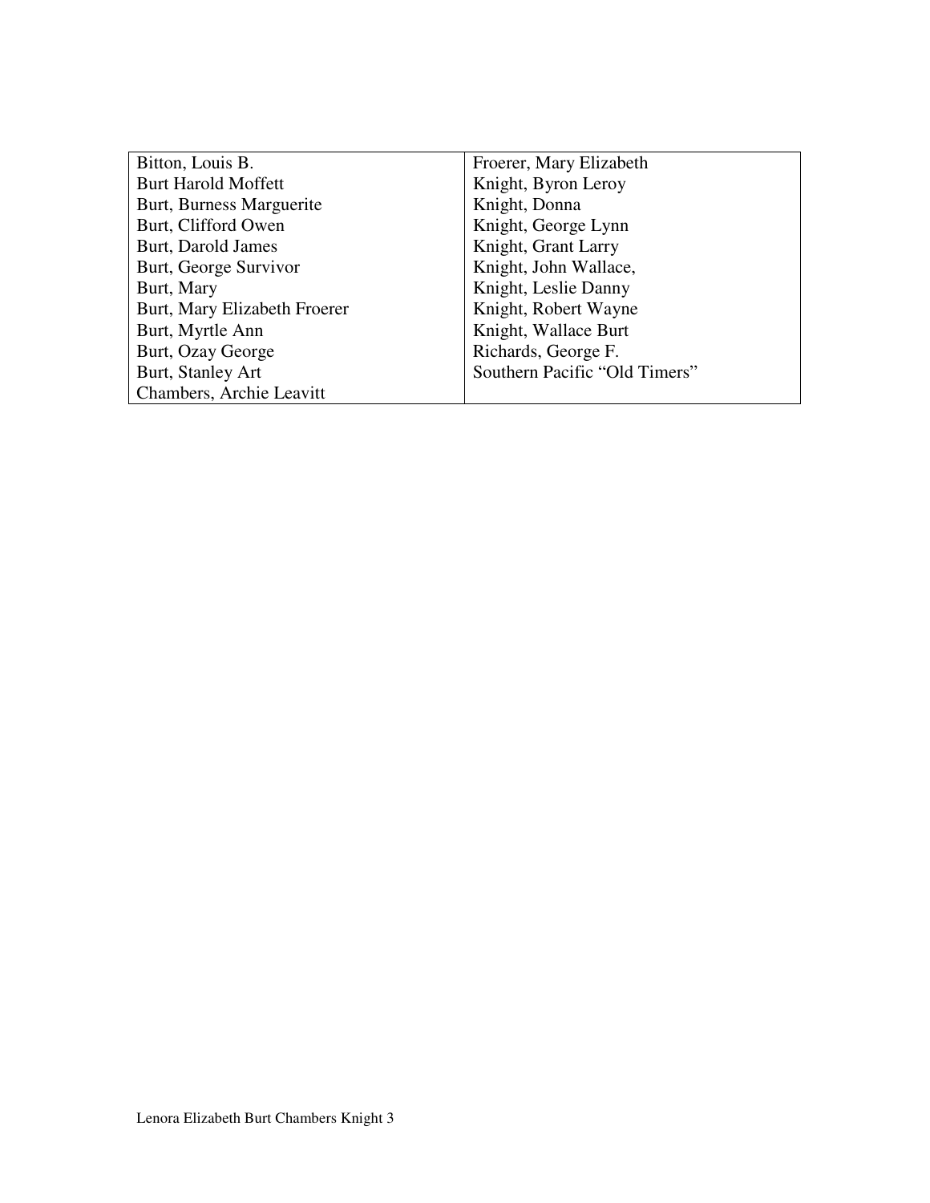| | |
|---|---|
| Bitton, Louis B. | Froerer, Mary Elizabeth |
| Burt Harold Moffett | Knight, Byron Leroy |
| Burt, Burness Marguerite | Knight, Donna |
| Burt, Clifford Owen | Knight, George Lynn |
| Burt, Darold James | Knight, Grant Larry |
| Burt, George Survivor | Knight, John Wallace, |
| Burt, Mary | Knight, Leslie Danny |
| Burt, Mary Elizabeth Froerer | Knight, Robert Wayne |
| Burt, Myrtle Ann | Knight, Wallace Burt |
| Burt, Ozay George | Richards, George F. |
| Burt, Stanley Art | Southern Pacific "Old Timers" |
| Chambers, Archie Leavitt | |